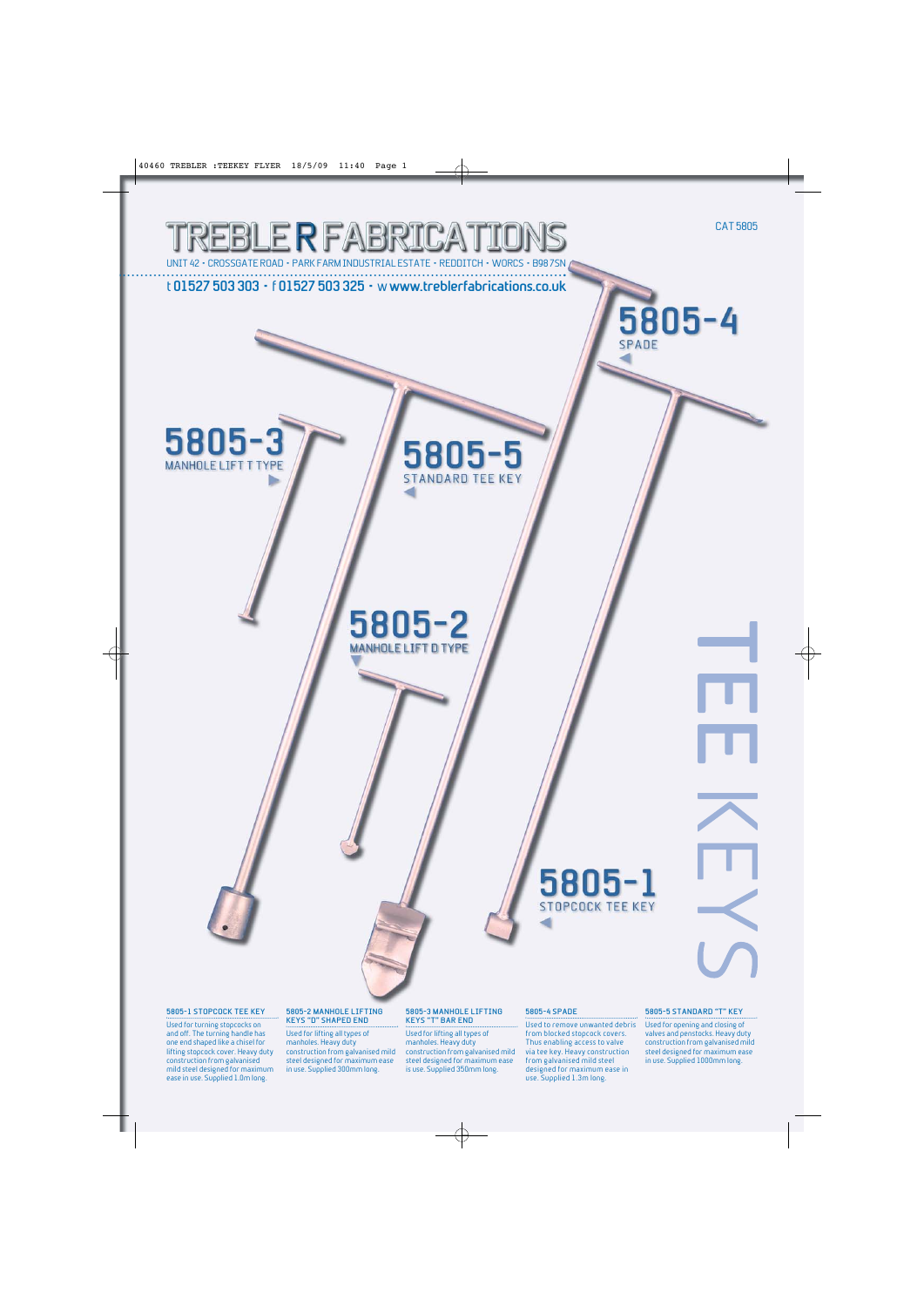# TREBLE R FABRICATIONS

UNIT 42 • CROSSGATE ROAD • PARK FARM INDUSTRIAL ESTATE • REDDITCH • WORCS • B98 7SN

t 01527 503 303 • f 01527 503 325 • w www.treblerfabrications.co.uk

CAT 5805

# TEE KEYS

**5805-4** SPADE

**5805-3** MANHOLE LIFT T TYPE

**5805-5** STANDARD TEE KEY

**5805-2** MANHOLE LIFT D TYPE

**5805-1** STOPCOCK TEE KEY

### 5805-1 STOPCOCK TEE KEY

Used for turning stopcocks on and off. The turning handle has one end shaped like a chisel for lifting stopcock cover. Heavy duty construction from galvanised mild steel designed for maximum ease in use. Supplied 1.0m long.

### 5805-2 MANHOLE LIFTING KEYS "D" SHAPED END

Used for lifting all types of manholes. Heavy duty construction from galvanised mild steel designed for maximum ease in use. Supplied 300mm long.

### 5805-3 MANHOLE LIFTING KEYS "T" BAR END

Used for lifting all types of manholes. Heavy duty construction from galvanised mild steel designed for maximum ease is use. Supplied 350mm long.

### 5805-4 SPADE

Used to remove unwanted debris from blocked stopcock covers. Thus enabling access to valve via tee key. Heavy construction from galvanised mild steel designed for maximum ease in use. Supplied 1.3m long.

### 5805-5 STANDARD "T" KEY

Used for opening and closing of valves and penstocks. Heavy duty construction from galvanised mild steel designed for maximum ease in use. Supplied 1000mm long.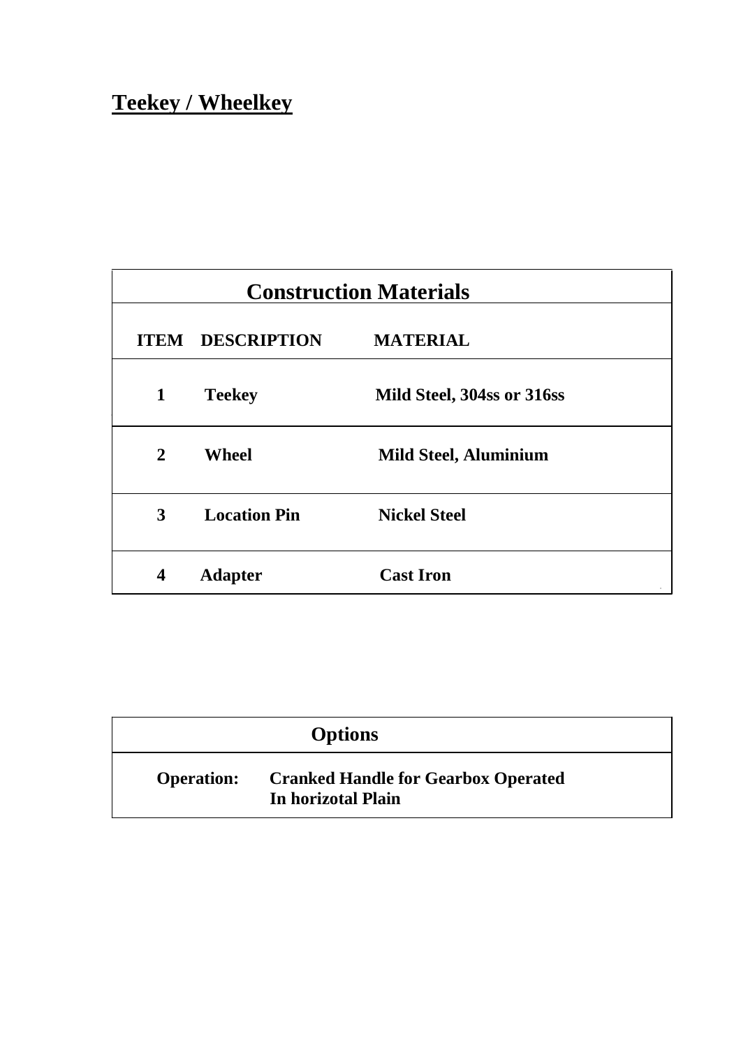# Teekey / Wheelkey

| Construction Materials | | |
|---|---|---|
| **ITEM** | **DESCRIPTION** | **MATERIAL** |
| **1** | **Teekey** | **Mild Steel, 304ss or 316ss** |
| **2** | **Wheel** | **Mild Steel, Aluminium** |
| **3** | **Location Pin** | **Nickel Steel** |
| **4** | **Adapter** | **Cast Iron** |

| Options | |
|---|---|
| **Operation:** | **Cranked Handle for Gearbox Operated In horizotal Plain** |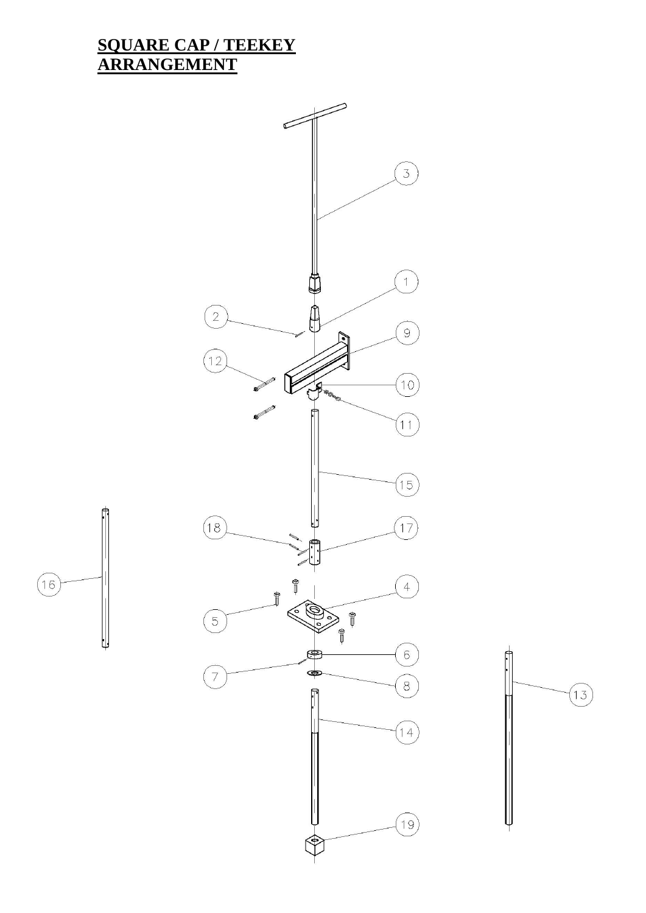# SQUARE CAP / TEEKEY ARRANGEMENT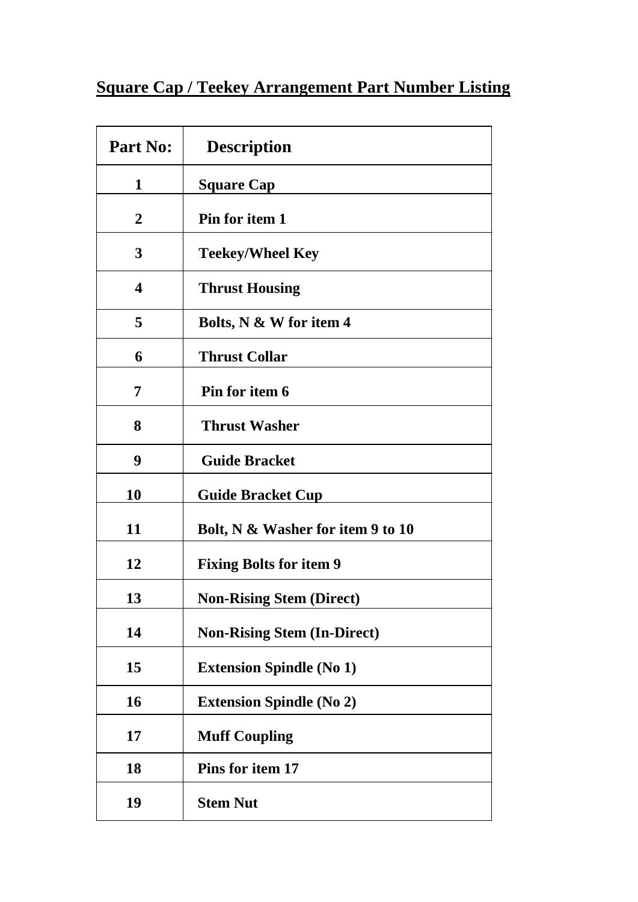# Square Cap / Teekey Arrangement Part Number Listing

| Part No: | Description |
|---|---|
| 1 | Square Cap |
| 2 | Pin for item 1 |
| 3 | Teekey/Wheel Key |
| 4 | Thrust Housing |
| 5 | Bolts, N & W for item 4 |
| 6 | Thrust Collar |
| 7 | Pin for item 6 |
| 8 | Thrust Washer |
| 9 | Guide Bracket |
| 10 | Guide Bracket Cup |
| 11 | Bolt, N & Washer for item 9 to 10 |
| 12 | Fixing Bolts for item 9 |
| 13 | Non-Rising Stem (Direct) |
| 14 | Non-Rising Stem (In-Direct) |
| 15 | Extension Spindle (No 1) |
| 16 | Extension Spindle (No 2) |
| 17 | Muff Coupling |
| 18 | Pins for item 17 |
| 19 | Stem Nut |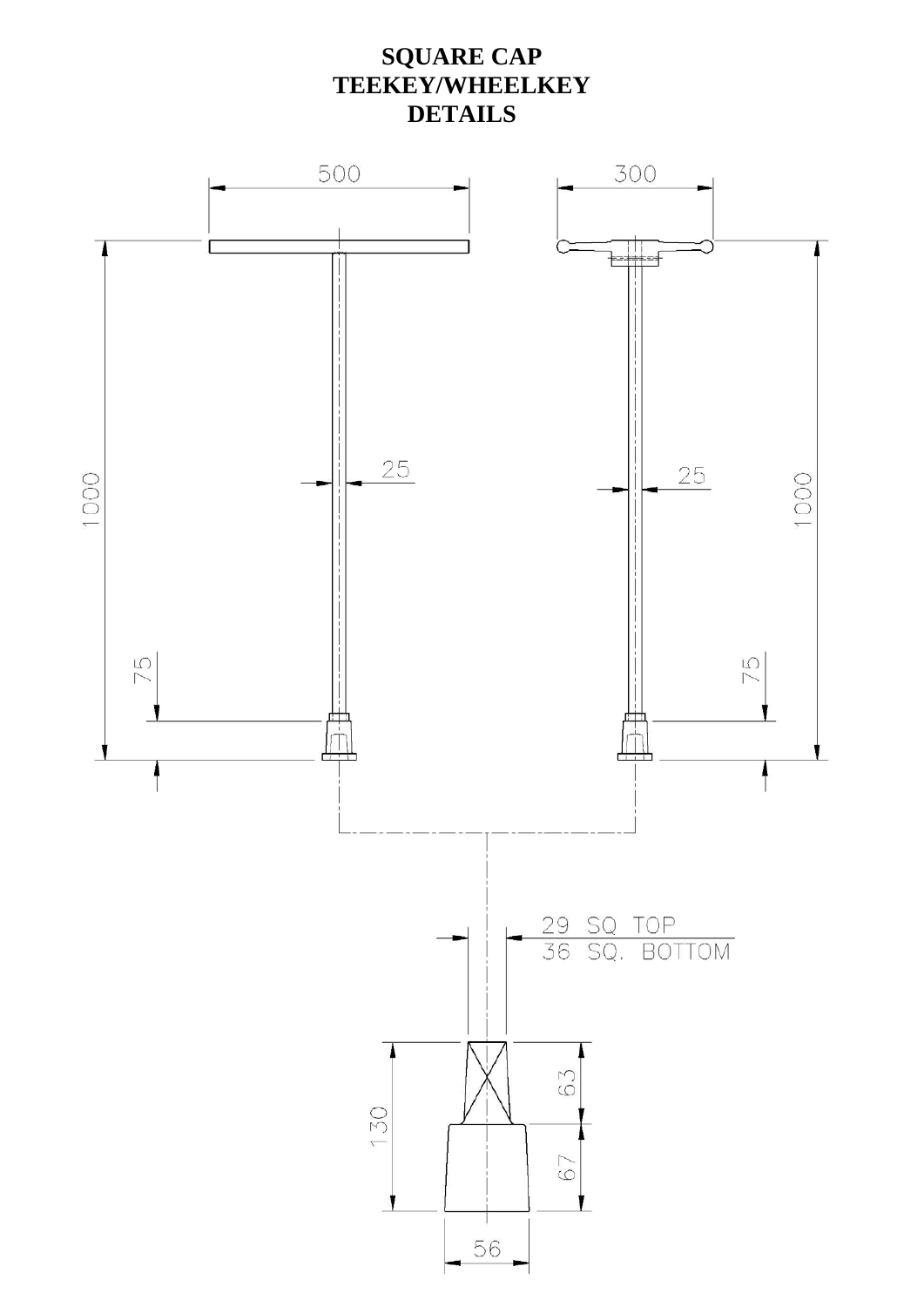# SQUARE CAP
# TEEKEY/WHEELKEY
# DETAILS

500

300

1000

25

25

1000

75

75

29 SQ TOP
36 SQ. BOTTOM

130

63

67

56